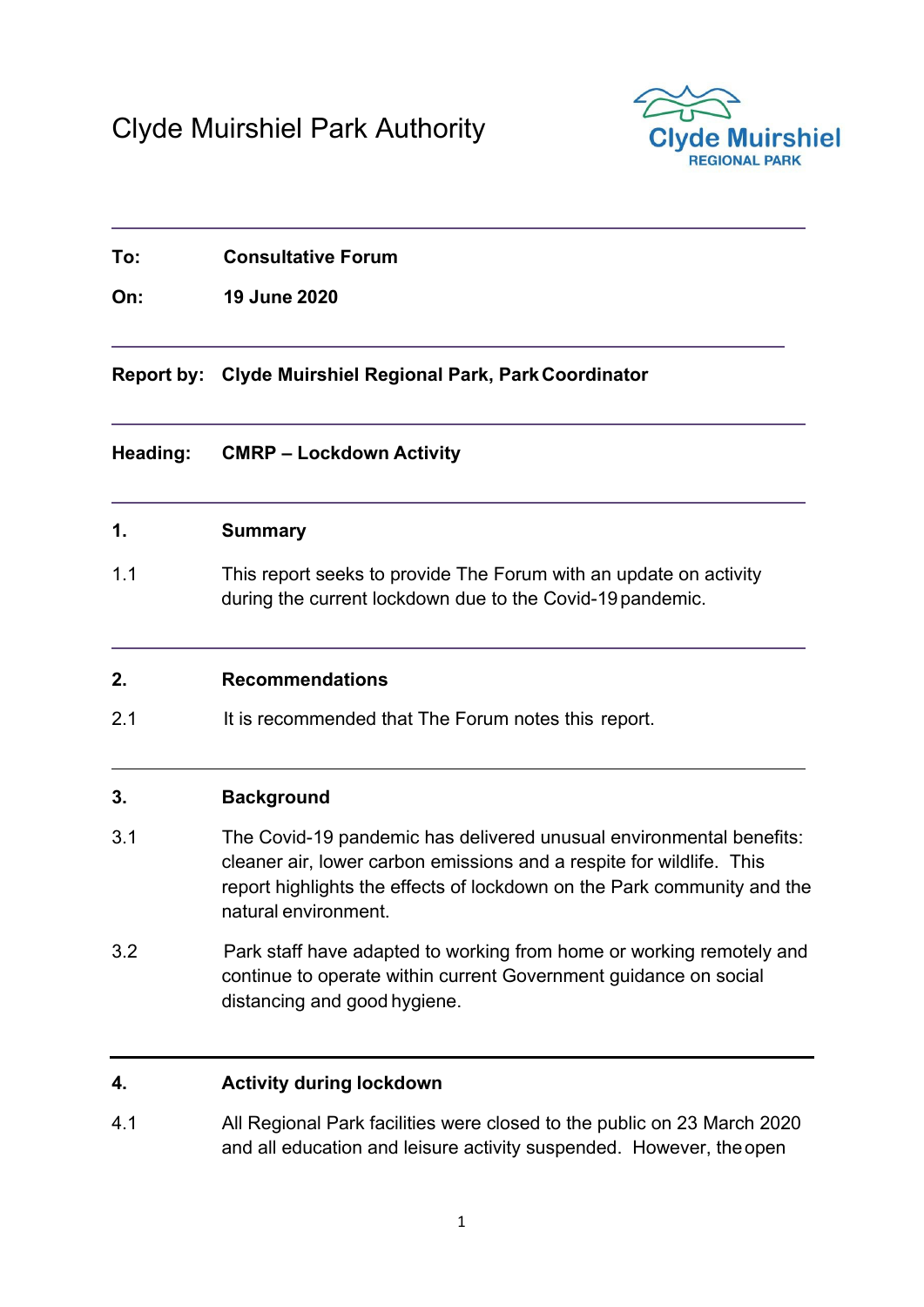# Clyde Muirshiel Park Authority

Clyde Muirshiel REGIONAL PARK

---

**To:** **Consultative Forum**

**On:** **19 June 2020**

---

**Report by:** **Clyde Muirshiel Regional Park, Park Coordinator**

---

**Heading:** **CMRP – Lockdown Activity**

---

## 1. Summary

1.1 This report seeks to provide The Forum with an update on activity during the current lockdown due to the Covid-19 pandemic.

---

## 2. Recommendations

2.1 It is recommended that The Forum notes this report.

---

## 3. Background

3.1 The Covid-19 pandemic has delivered unusual environmental benefits: cleaner air, lower carbon emissions and a respite for wildlife. This report highlights the effects of lockdown on the Park community and the natural environment.

3.2 Park staff have adapted to working from home or working remotely and continue to operate within current Government guidance on social distancing and good hygiene.

---

## 4. Activity during lockdown

4.1 All Regional Park facilities were closed to the public on 23 March 2020 and all education and leisure activity suspended. However, the open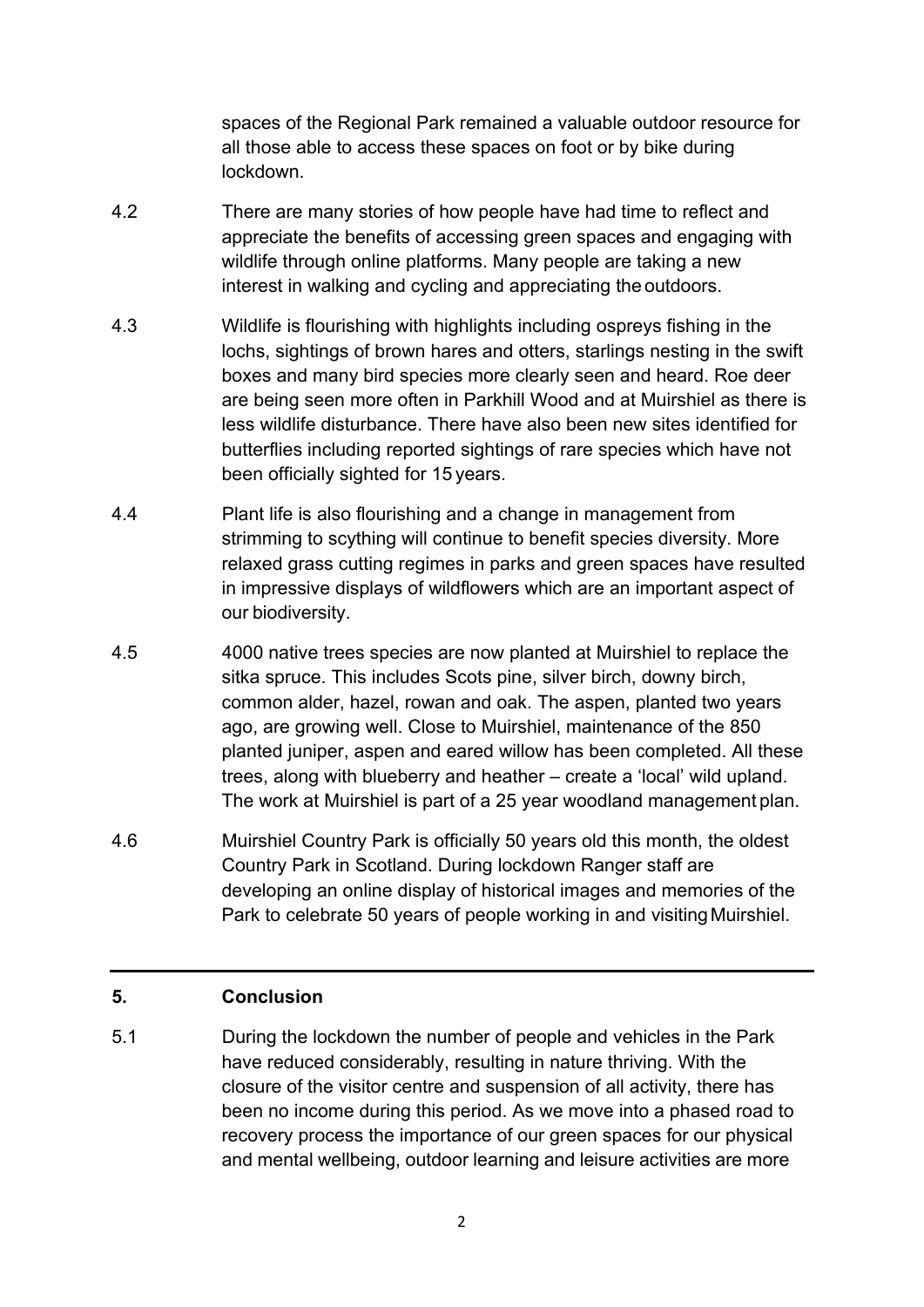spaces of the Regional Park remained a valuable outdoor resource for all those able to access these spaces on foot or by bike during lockdown.

4.2 There are many stories of how people have had time to reflect and appreciate the benefits of accessing green spaces and engaging with wildlife through online platforms. Many people are taking a new interest in walking and cycling and appreciating the outdoors.

4.3 Wildlife is flourishing with highlights including ospreys fishing in the lochs, sightings of brown hares and otters, starlings nesting in the swift boxes and many bird species more clearly seen and heard. Roe deer are being seen more often in Parkhill Wood and at Muirshiel as there is less wildlife disturbance. There have also been new sites identified for butterflies including reported sightings of rare species which have not been officially sighted for 15 years.

4.4 Plant life is also flourishing and a change in management from strimming to scything will continue to benefit species diversity. More relaxed grass cutting regimes in parks and green spaces have resulted in impressive displays of wildflowers which are an important aspect of our biodiversity.

4.5 4000 native trees species are now planted at Muirshiel to replace the sitka spruce. This includes Scots pine, silver birch, downy birch, common alder, hazel, rowan and oak. The aspen, planted two years ago, are growing well. Close to Muirshiel, maintenance of the 850 planted juniper, aspen and eared willow has been completed. All these trees, along with blueberry and heather – create a 'local' wild upland. The work at Muirshiel is part of a 25 year woodland management plan.

4.6 Muirshiel Country Park is officially 50 years old this month, the oldest Country Park in Scotland. During lockdown Ranger staff are developing an online display of historical images and memories of the Park to celebrate 50 years of people working in and visiting Muirshiel.

---

## 5. Conclusion

5.1 During the lockdown the number of people and vehicles in the Park have reduced considerably, resulting in nature thriving. With the closure of the visitor centre and suspension of all activity, there has been no income during this period. As we move into a phased road to recovery process the importance of our green spaces for our physical and mental wellbeing, outdoor learning and leisure activities are more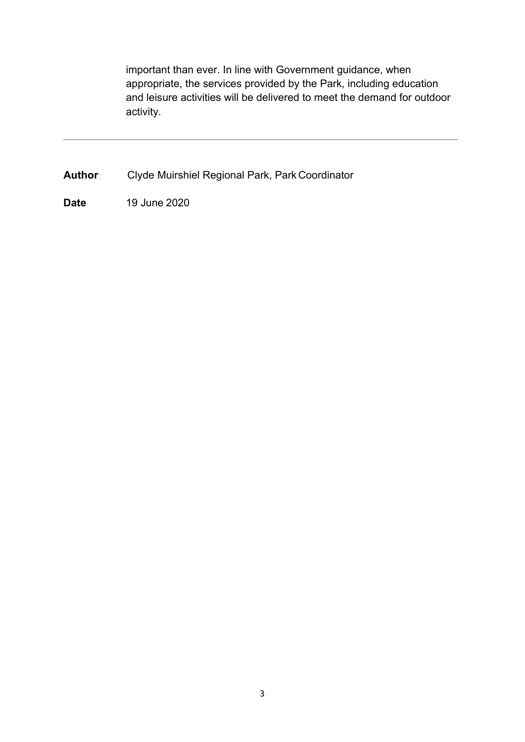important than ever. In line with Government guidance, when appropriate, the services provided by the Park, including education and leisure activities will be delivered to meet the demand for outdoor activity.

---

**Author**: Clyde Muirshiel Regional Park, Park Coordinator

**Date** 19 June 2020